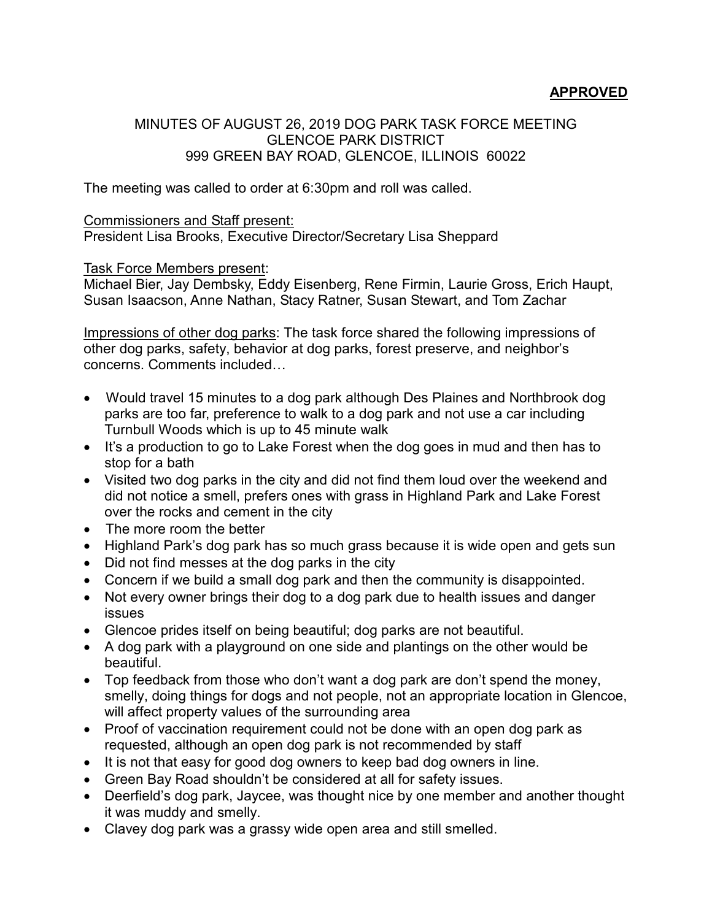**APPROVED**

MINUTES OF AUGUST 26, 2019 DOG PARK TASK FORCE MEETING
GLENCOE PARK DISTRICT
999 GREEN BAY ROAD, GLENCOE, ILLINOIS 60022

The meeting was called to order at 6:30pm and roll was called.

Commissioners and Staff present:
President Lisa Brooks, Executive Director/Secretary Lisa Sheppard

Task Force Members present:
Michael Bier, Jay Dembsky, Eddy Eisenberg, Rene Firmin, Laurie Gross, Erich Haupt, Susan Isaacson, Anne Nathan, Stacy Ratner, Susan Stewart, and Tom Zachar

Impressions of other dog parks: The task force shared the following impressions of other dog parks, safety, behavior at dog parks, forest preserve, and neighbor's concerns. Comments included…

- Would travel 15 minutes to a dog park although Des Plaines and Northbrook dog parks are too far, preference to walk to a dog park and not use a car including Turnbull Woods which is up to 45 minute walk
- It's a production to go to Lake Forest when the dog goes in mud and then has to stop for a bath
- Visited two dog parks in the city and did not find them loud over the weekend and did not notice a smell, prefers ones with grass in Highland Park and Lake Forest over the rocks and cement in the city
- The more room the better
- Highland Park's dog park has so much grass because it is wide open and gets sun
- Did not find messes at the dog parks in the city
- Concern if we build a small dog park and then the community is disappointed.
- Not every owner brings their dog to a dog park due to health issues and danger issues
- Glencoe prides itself on being beautiful; dog parks are not beautiful.
- A dog park with a playground on one side and plantings on the other would be beautiful.
- Top feedback from those who don't want a dog park are don't spend the money, smelly, doing things for dogs and not people, not an appropriate location in Glencoe, will affect property values of the surrounding area
- Proof of vaccination requirement could not be done with an open dog park as requested, although an open dog park is not recommended by staff
- It is not that easy for good dog owners to keep bad dog owners in line.
- Green Bay Road shouldn't be considered at all for safety issues.
- Deerfield's dog park, Jaycee, was thought nice by one member and another thought it was muddy and smelly.
- Clavey dog park was a grassy wide open area and still smelled.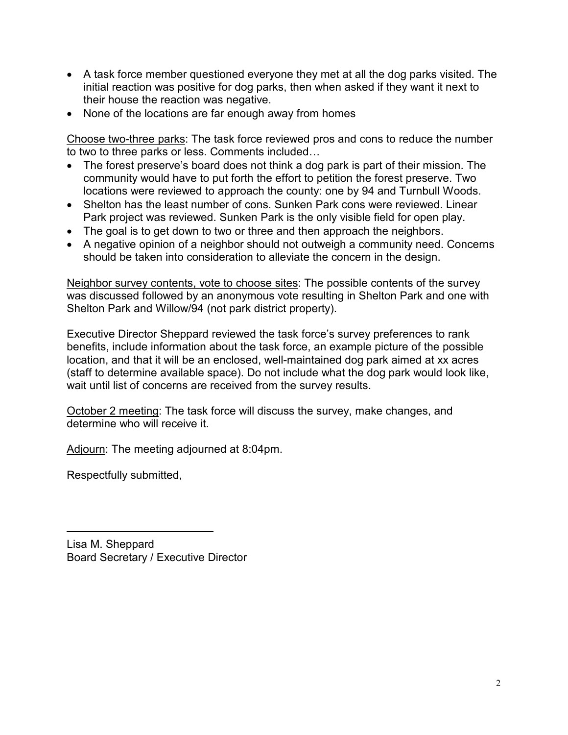- A task force member questioned everyone they met at all the dog parks visited. The initial reaction was positive for dog parks, then when asked if they want it next to their house the reaction was negative.
- None of the locations are far enough away from homes

<u>Choose two-three parks</u>: The task force reviewed pros and cons to reduce the number to two to three parks or less. Comments included…

- The forest preserve's board does not think a dog park is part of their mission. The community would have to put forth the effort to petition the forest preserve. Two locations were reviewed to approach the county: one by 94 and Turnbull Woods.
- Shelton has the least number of cons. Sunken Park cons were reviewed. Linear Park project was reviewed. Sunken Park is the only visible field for open play.
- The goal is to get down to two or three and then approach the neighbors.
- A negative opinion of a neighbor should not outweigh a community need. Concerns should be taken into consideration to alleviate the concern in the design.

<u>Neighbor survey contents, vote to choose sites</u>: The possible contents of the survey was discussed followed by an anonymous vote resulting in Shelton Park and one with Shelton Park and Willow/94 (not park district property).

Executive Director Sheppard reviewed the task force's survey preferences to rank benefits, include information about the task force, an example picture of the possible location, and that it will be an enclosed, well-maintained dog park aimed at xx acres (staff to determine available space). Do not include what the dog park would look like, wait until list of concerns are received from the survey results.

<u>October 2 meeting</u>: The task force will discuss the survey, make changes, and determine who will receive it.

<u>Adjourn</u>: The meeting adjourned at 8:04pm.

Respectfully submitted,

______________________

Lisa M. Sheppard
Board Secretary / Executive Director